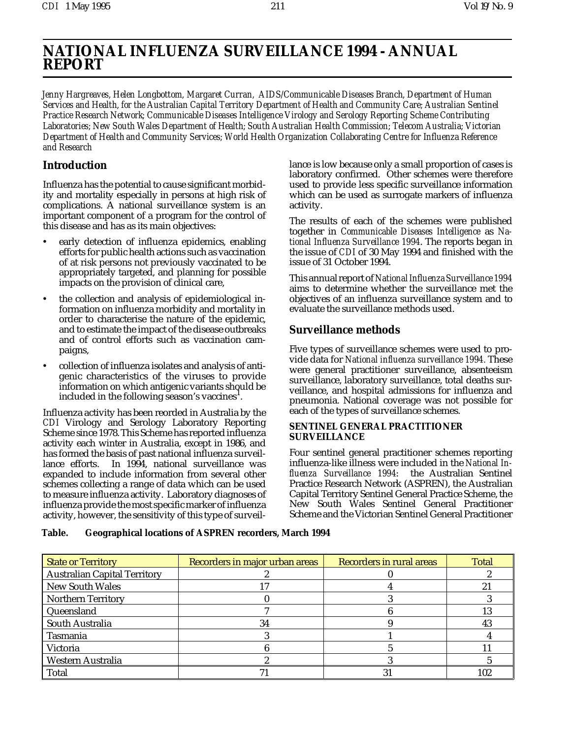# NATIONAL INFLUENZA SURVEILLANCE 1994 - ANNUAL REPORT

*Jenny Hargreaves, Helen Longbottom, Margaret Curran, AIDS/Communicable Diseases Branch, Department of Human Services and Health, for the Australian Capital Territory Department of Health and Community Care; Australian Sentinel Practice Research Network; Communicable Diseases Intelligence Virology and Serology Reporting Scheme Contributing Laboratories; New South Wales Department of Health; South Australian Health Commission; Telecom Australia; Victorian Department of Health and Community Services; World Health Organization Collaborating Centre for Influenza Reference and Research*

## Introduction

Influenza has the potential to cause significant morbidity and mortality especially in persons at high risk of complications. A national surveillance system is an important component of a program for the control of this disease and has as its main objectives:

- early detection of influenza epidemics, enabling efforts for public health actions such as vaccination of at risk persons not previously vaccinated to be appropriately targeted, and planning for possible impacts on the provision of clinical care,
- the collection and analysis of epidemiological information on influenza morbidity and mortality in order to characterise the nature of the epidemic, and to estimate the impact of the disease outbreaks and of control efforts such as vaccination campaigns,
- collection of influenza isolates and analysis of antigenic characteristics of the viruses to provide information on which antigenic variants should be included in the following season's vaccines[1].

Influenza activity has been reorded in Australia by the *CDI* Virology and Serology Laboratory Reporting Scheme since 1978. This Scheme has reported influenza activity each winter in Australia, except in 1986, and has formed the basis of past national influenza surveillance efforts. In 1994, national surveillance was expanded to include information from several other schemes collecting a range of data which can be used to measure influenza activity. Laboratory diagnoses of influenza provide the most specific marker of influenza activity, however, the sensitivity of this type of surveillance is low because only a small proportion of cases is laboratory confirmed. Other schemes were therefore used to provide less specific surveillance information which can be used as surrogate markers of influenza activity.

The results of each of the schemes were published together in *Communicable Diseases Intelligence* as *National Influenza Surveillance 1994*. The reports began in the issue of *CDI* of 30 May 1994 and finished with the issue of 31 October 1994.

This annual report of *National Influenza Surveillance 1994* aims to determine whether the surveillance met the objectives of an influenza surveillance system and to evaluate the surveillance methods used.

## Surveillance methods

Five types of surveillance schemes were used to provide data for *National influenza surveillance 1994*. These were general practitioner surveillance, absenteeism surveillance, laboratory surveillance, total deaths surveillance, and hospital admissions for influenza and pneumonia. National coverage was not possible for each of the types of surveillance schemes.

### SENTINEL GENERAL PRACTITIONER SURVEILLANCE

Four sentinel general practitioner schemes reporting influenza-like illness were included in the *National Influenza Surveillance 1994*: the Australian Sentinel Practice Research Network (ASPREN), the Australian Capital Territory Sentinel General Practice Scheme, the New South Wales Sentinel General Practitioner Scheme and the Victorian Sentinel General Practitioner

**Table. Geographical locations of ASPREN recorders, March 1994**

| State or Territory | Recorders in major urban areas | Recorders in rural areas | Total |
|---|---|---|---|
| Australian Capital Territory | 2 | 0 | 2 |
| New South Wales | 17 | 4 | 21 |
| Northern Territory | 0 | 3 | 3 |
| Queensland | 7 | 6 | 13 |
| South Australia | 34 | 9 | 43 |
| Tasmania | 3 | 1 | 4 |
| Victoria | 6 | 5 | 11 |
| Western Australia | 2 | 3 | 5 |
| Total | 71 | 31 | 102 |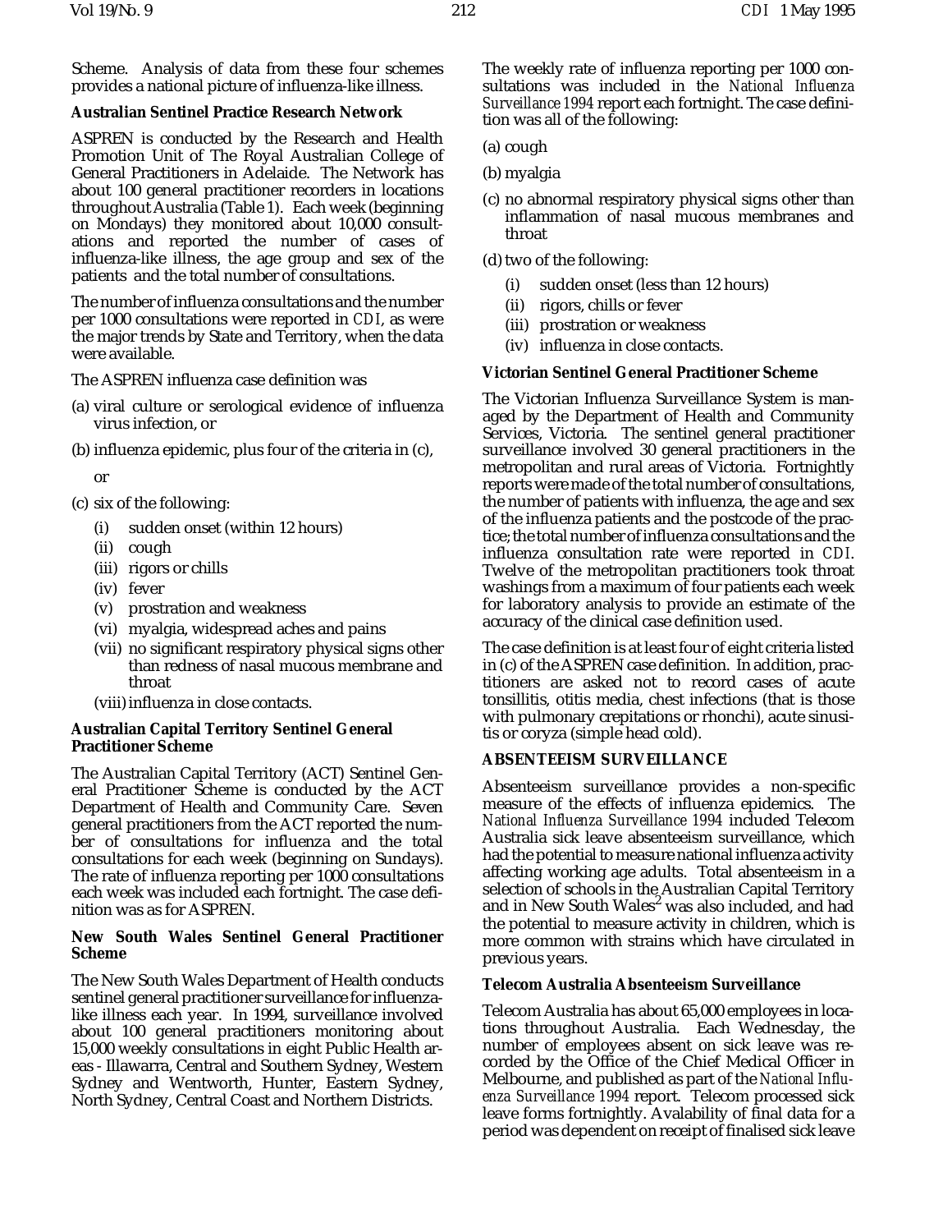Scheme. Analysis of data from these four schemes provides a national picture of influenza-like illness.

### Australian Sentinel Practice Research Network

ASPREN is conducted by the Research and Health Promotion Unit of The Royal Australian College of General Practitioners in Adelaide. The Network has about 100 general practitioner recorders in locations throughout Australia (Table 1). Each week (beginning on Mondays) they monitored about 10,000 consultations and reported the number of cases of influenza-like illness, the age group and sex of the patients and the total number of consultations.

The number of influenza consultations and the number per 1000 consultations were reported in *CDI*, as were the major trends by State and Territory, when the data were available.

The ASPREN influenza case definition was

(a) viral culture or serological evidence of influenza virus infection, or

(b) influenza epidemic, plus four of the criteria in (c),

or

(c) six of the following:

- (i) sudden onset (within 12 hours)
- (ii) cough
- (iii) rigors or chills
- (iv) fever
- (v) prostration and weakness
- (vi) myalgia, widespread aches and pains
- (vii) no significant respiratory physical signs other than redness of nasal mucous membrane and throat
- (viii) influenza in close contacts.

### Australian Capital Territory Sentinel General Practitioner Scheme

The Australian Capital Territory (ACT) Sentinel General Practitioner Scheme is conducted by the ACT Department of Health and Community Care. Seven general practitioners from the ACT reported the number of consultations for influenza and the total consultations for each week (beginning on Sundays). The rate of influenza reporting per 1000 consultations each week was included each fortnight. The case definition was as for ASPREN.

### New South Wales Sentinel General Practitioner Scheme

The New South Wales Department of Health conducts sentinel general practitioner surveillance for influenza-like illness each year. In 1994, surveillance involved about 100 general practitioners monitoring about 15,000 weekly consultations in eight Public Health areas - Illawarra, Central and Southern Sydney, Western Sydney and Wentworth, Hunter, Eastern Sydney, North Sydney, Central Coast and Northern Districts.

The weekly rate of influenza reporting per 1000 consultations was included in the *National Influenza Surveillance 1994* report each fortnight. The case definition was all of the following:

(a) cough

(b) myalgia

(c) no abnormal respiratory physical signs other than inflammation of nasal mucous membranes and throat

(d) two of the following:

- (i) sudden onset (less than 12 hours)
- (ii) rigors, chills or fever
- (iii) prostration or weakness
- (iv) influenza in close contacts.

### Victorian Sentinel General Practitioner Scheme

The Victorian Influenza Surveillance System is managed by the Department of Health and Community Services, Victoria. The sentinel general practitioner surveillance involved 30 general practitioners in the metropolitan and rural areas of Victoria. Fortnightly reports were made of the total number of consultations, the number of patients with influenza, the age and sex of the influenza patients and the postcode of the practice; the total number of influenza consultations and the influenza consultation rate were reported in *CDI*. Twelve of the metropolitan practitioners took throat washings from a maximum of four patients each week for laboratory analysis to provide an estimate of the accuracy of the clinical case definition used.

The case definition is at least four of eight criteria listed in (c) of the ASPREN case definition. In addition, practitioners are asked not to record cases of acute tonsillitis, otitis media, chest infections (that is those with pulmonary crepitations or rhonchi), acute sinusitis or coryza (simple head cold).

## ABSENTEEISM SURVEILLANCE

Absenteeism surveillance provides a non-specific measure of the effects of influenza epidemics. The *National Influenza Surveillance 1994* included Telecom Australia sick leave absenteeism surveillance, which had the potential to measure national influenza activity affecting working age adults. Total absenteeism in a selection of schools in the Australian Capital Territory and in New South Wales[2] was also included, and had the potential to measure activity in children, which is more common with strains which have circulated in previous years.

### Telecom Australia Absenteeism Surveillance

Telecom Australia has about 65,000 employees in locations throughout Australia. Each Wednesday, the number of employees absent on sick leave was recorded by the Office of the Chief Medical Officer in Melbourne, and published as part of the *National Influenza Surveillance 1994* report. Telecom processed sick leave forms fortnightly. Avalability of final data for a period was dependent on receipt of finalised sick leave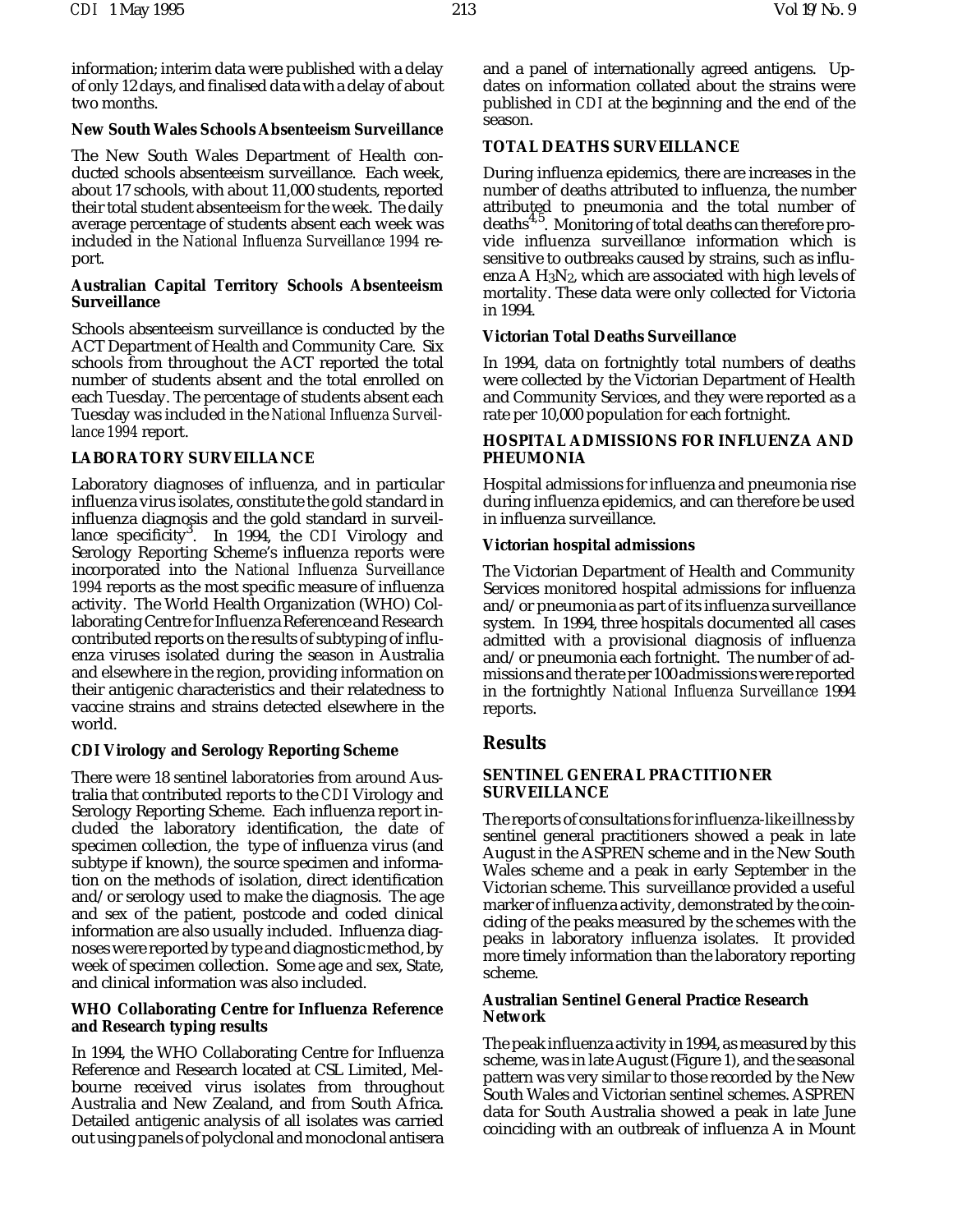information; interim data were published with a delay of only 12 days, and finalised data with a delay of about two months.

### New South Wales Schools Absenteeism Surveillance

The New South Wales Department of Health conducted schools absenteeism surveillance. Each week, about 17 schools, with about 11,000 students, reported their total student absenteeism for the week. The daily average percentage of students absent each week was included in the *National Influenza Surveillance 1994* report.

### Australian Capital Territory Schools Absenteeism Surveillance

Schools absenteeism surveillance is conducted by the ACT Department of Health and Community Care. Six schools from throughout the ACT reported the total number of students absent and the total enrolled on each Tuesday. The percentage of students absent each Tuesday was included in the *National Influenza Surveillance 1994* report.

## LABORATORY SURVEILLANCE

Laboratory diagnoses of influenza, and in particular influenza virus isolates, constitute the gold standard in influenza diagnosis and the gold standard in surveillance specificity[3]. In 1994, the *CDI* Virology and Serology Reporting Scheme's influenza reports were incorporated into the *National Influenza Surveillance 1994* reports as the most specific measure of influenza activity. The World Health Organization (WHO) Collaborating Centre for Influenza Reference and Research contributed reports on the results of subtyping of influenza viruses isolated during the season in Australia and elsewhere in the region, providing information on their antigenic characteristics and their relatedness to vaccine strains and strains detected elsewhere in the world.

### CDI Virology and Serology Reporting Scheme

There were 18 sentinel laboratories from around Australia that contributed reports to the *CDI* Virology and Serology Reporting Scheme. Each influenza report included the laboratory identification, the date of specimen collection, the type of influenza virus (and subtype if known), the source specimen and information on the methods of isolation, direct identification and/or serology used to make the diagnosis. The age and sex of the patient, postcode and coded clinical information are also usually included. Influenza diagnoses were reported by type and diagnostic method, by week of specimen collection. Some age and sex, State, and clinical information was also included.

### WHO Collaborating Centre for Influenza Reference and Research typing results

In 1994, the WHO Collaborating Centre for Influenza Reference and Research located at CSL Limited, Melbourne received virus isolates from throughout Australia and New Zealand, and from South Africa. Detailed antigenic analysis of all isolates was carried out using panels of polyclonal and monoclonal antisera and a panel of internationally agreed antigens. Updates on information collated about the strains were published in *CDI* at the beginning and the end of the season.

## TOTAL DEATHS SURVEILLANCE

During influenza epidemics, there are increases in the number of deaths attributed to influenza, the number attributed to pneumonia and the total number of deaths[4,5]. Monitoring of total deaths can therefore provide influenza surveillance information which is sensitive to outbreaks caused by strains, such as influenza A $H_3N_2$, which are associated with high levels of mortality. These data were only collected for Victoria in 1994.

### Victorian Total Deaths Surveillance

In 1994, data on fortnightly total numbers of deaths were collected by the Victorian Department of Health and Community Services, and they were reported as a rate per 10,000 population for each fortnight.

## HOSPITAL ADMISSIONS FOR INFLUENZA AND PNEUMONIA

Hospital admissions for influenza and pneumonia rise during influenza epidemics, and can therefore be used in influenza surveillance.

### Victorian hospital admissions

The Victorian Department of Health and Community Services monitored hospital admissions for influenza and/or pneumonia as part of its influenza surveillance system. In 1994, three hospitals documented all cases admitted with a provisional diagnosis of influenza and/or pneumonia each fortnight. The number of admissions and the rate per 100 admissions were reported in the fortnightly *National Influenza Surveillance* 1994 reports.

# Results

## SENTINEL GENERAL PRACTITIONER SURVEILLANCE

The reports of consultations for influenza-like illness by sentinel general practitioners showed a peak in late August in the ASPREN scheme and in the New South Wales scheme and a peak in early September in the Victorian scheme. This surveillance provided a useful marker of influenza activity, demonstrated by the coinciding of the peaks measured by the schemes with the peaks in laboratory influenza isolates. It provided more timely information than the laboratory reporting scheme.

### Australian Sentinel General Practice Research Network

The peak influenza activity in 1994, as measured by this scheme, was in late August (Figure 1), and the seasonal pattern was very similar to those recorded by the New South Wales and Victorian sentinel schemes. ASPREN data for South Australia showed a peak in late June coinciding with an outbreak of influenza A in Mount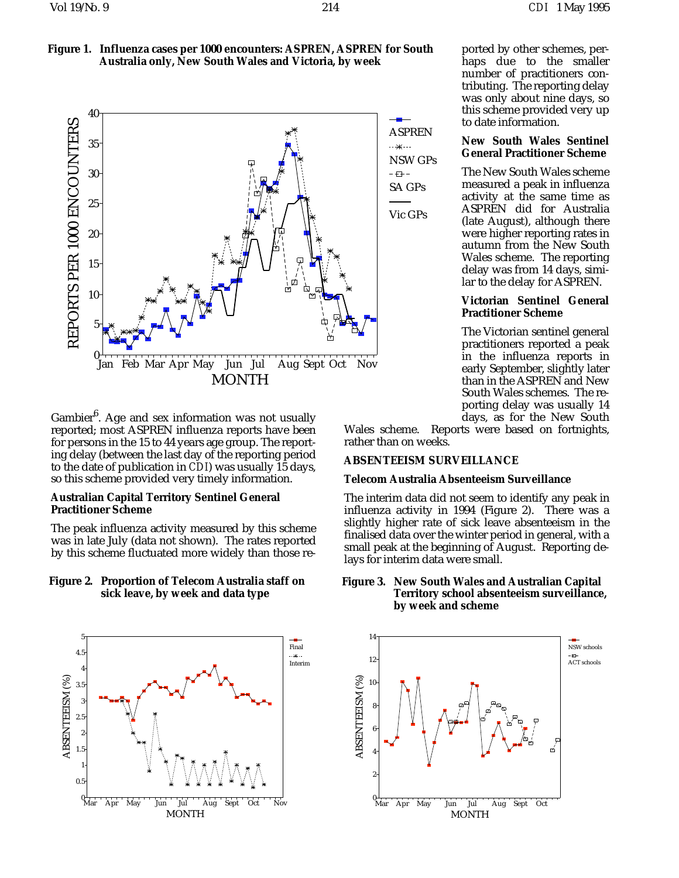**Figure 1. Influenza cases per 1000 encounters: ASPREN, ASPREN for South Australia only, New South Wales and Victoria, by week**

ported by other schemes, perhaps due to the smaller number of practitioners contributing. The reporting delay was only about nine days, so this scheme provided very up to date information.

### New South Wales Sentinel General Practitioner Scheme

The New South Wales scheme measured a peak in influenza activity at the same time as ASPREN did for Australia (late August), although there were higher reporting rates in autumn from the New South Wales scheme. The reporting delay was from 14 days, similar to the delay for ASPREN.

### Victorian Sentinel General Practitioner Scheme

The Victorian sentinel general practitioners reported a peak in the influenza reports in early September, slightly later than in the ASPREN and New South Wales schemes. The reporting delay was usually 14 days, as for the New South Wales scheme. Reports were based on fortnights, rather than on weeks.

Gambier[6]. Age and sex information was not usually reported; most ASPREN influenza reports have been for persons in the 15 to 44 years age group. The reporting delay (between the last day of the reporting period to the date of publication in *CDI*) was usually 15 days, so this scheme provided very timely information.

### Australian Capital Territory Sentinel General Practitioner Scheme

The peak influenza activity measured by this scheme was in late July (data not shown). The rates reported by this scheme fluctuated more widely than those re-

## ABSENTEEISM SURVEILLANCE

### Telecom Australia Absenteeism Surveillance

The interim data did not seem to identify any peak in influenza activity in 1994 (Figure 2). There was a slightly higher rate of sick leave absenteeism in the finalised data over the winter period in general, with a small peak at the beginning of August. Reporting delays for interim data were small.

**Figure 2. Proportion of Telecom Australia staff on sick leave, by week and data type**

**Figure 3. New South Wales and Australian Capital Territory school absenteeism surveillance, by week and scheme**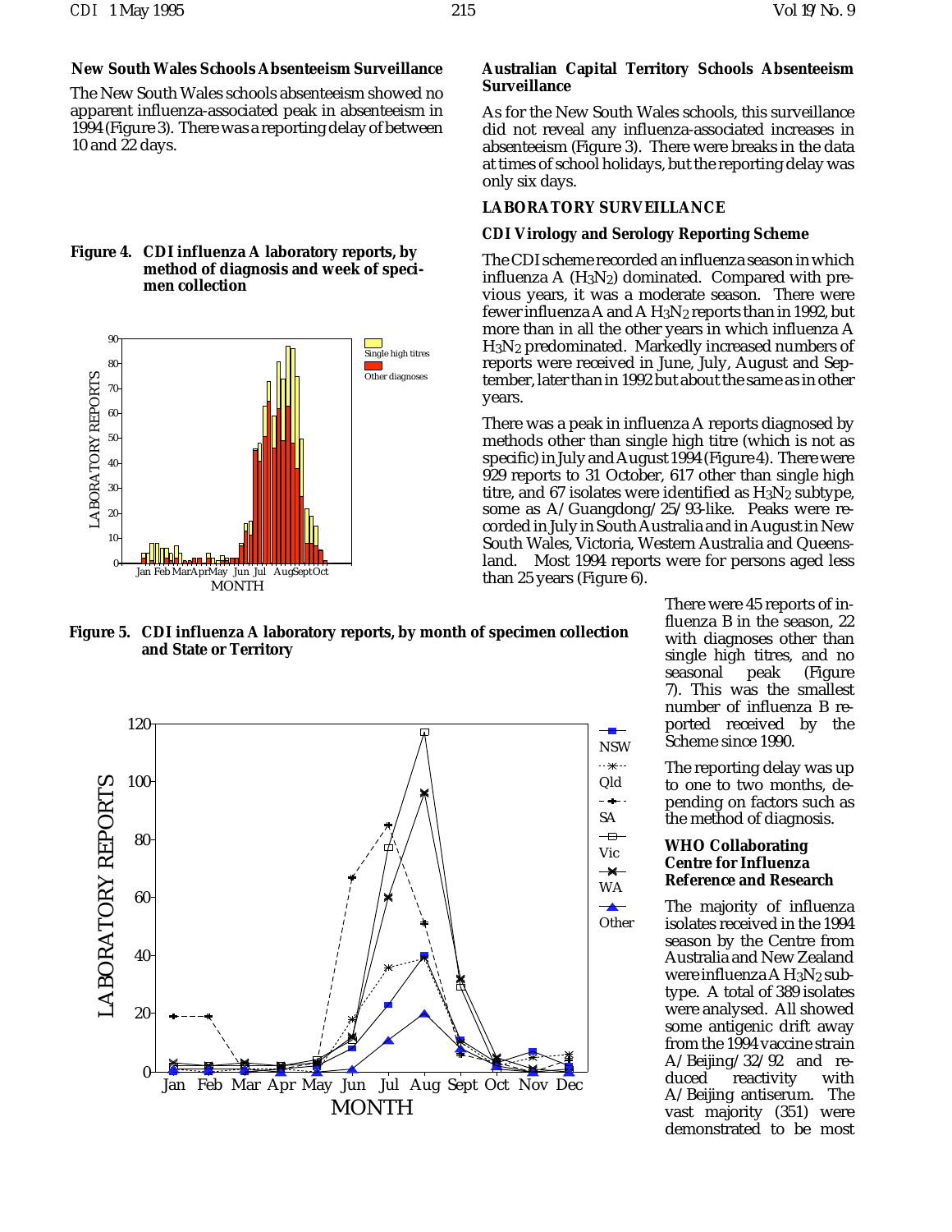### New South Wales Schools Absenteeism Surveillance

The New South Wales schools absenteeism showed no apparent influenza-associated peak in absenteeism in 1994 (Figure 3). There was a reporting delay of between 10 and 22 days.

**Figure 4. CDI influenza A laboratory reports, by method of diagnosis and week of specimen collection**

**Figure 5. CDI influenza A laboratory reports, by month of specimen collection and State or Territory**

### Australian Capital Territory Schools Absenteeism Surveillance

As for the New South Wales schools, this surveillance did not reveal any influenza-associated increases in absenteeism (Figure 3). There were breaks in the data at times of school holidays, but the reporting delay was only six days.

## LABORATORY SURVEILLANCE

### CDI Virology and Serology Reporting Scheme

The CDI scheme recorded an influenza season in which influenza A ($H_3N_2$) dominated. Compared with previous years, it was a moderate season. There were fewer influenza A and A $H_3N_2$ reports than in 1992, but more than in all the other years in which influenza A $H_3N_2$ predominated. Markedly increased numbers of reports were received in June, July, August and September, later than in 1992 but about the same as in other years.

There was a peak in influenza A reports diagnosed by methods other than single high titre (which is not as specific) in July and August 1994 (Figure 4). There were 929 reports to 31 October, 617 other than single high titre, and 67 isolates were identified as $H_3N_2$ subtype, some as A/Guangdong/25/93-like. Peaks were recorded in July in South Australia and in August in New South Wales, Victoria, Western Australia and Queensland. Most 1994 reports were for persons aged less than 25 years (Figure 6).

There were 45 reports of influenza B in the season, 22 with diagnoses other than single high titres, and no seasonal peak (Figure 7). This was the smallest number of influenza B reported received by the Scheme since 1990.

The reporting delay was up to one to two months, depending on factors such as the method of diagnosis.

### WHO Collaborating Centre for Influenza Reference and Research

The majority of influenza isolates received in the 1994 season by the Centre from Australia and New Zealand were influenza A $H_3N_2$ subtype. A total of 389 isolates were analysed. All showed some antigenic drift away from the 1994 vaccine strain A/Beijing/32/92 and reduced reactivity with A/Beijing antiserum. The vast majority (351) were demonstrated to be most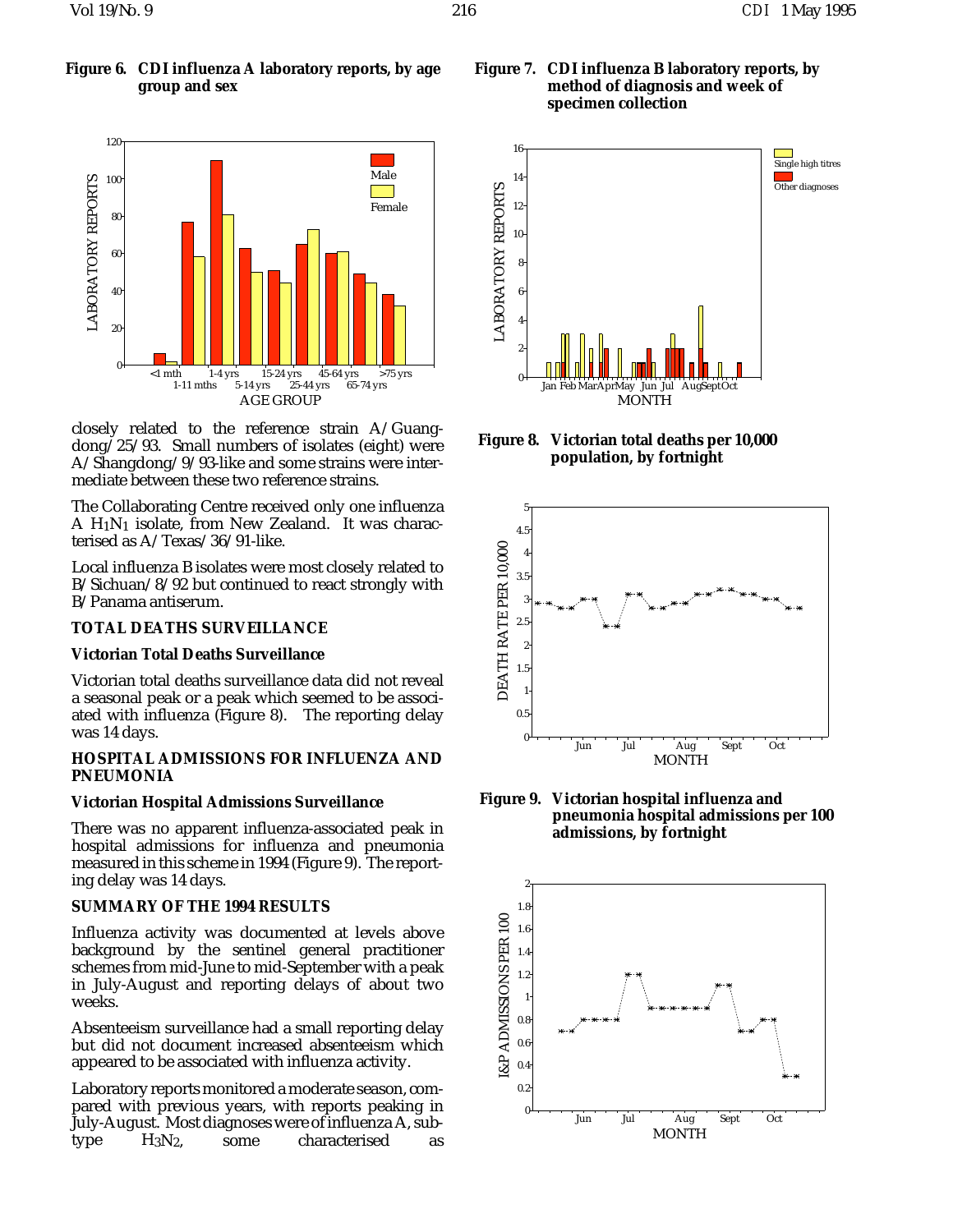**Figure 6. CDI influenza A laboratory reports, by age group and sex**

**Figure 7. CDI influenza B laboratory reports, by method of diagnosis and week of specimen collection**

closely related to the reference strain A/Guangdong/25/93. Small numbers of isolates (eight) were A/Shangdong/9/93-like and some strains were intermediate between these two reference strains.

The Collaborating Centre received only one influenza A $H_1N_1$ isolate, from New Zealand. It was characterised as A/Texas/36/91-like.

Local influenza B isolates were most closely related to B/Sichuan/8/92 but continued to react strongly with B/Panama antiserum.

## TOTAL DEATHS SURVEILLANCE

### Victorian Total Deaths Surveillance

Victorian total deaths surveillance data did not reveal a seasonal peak or a peak which seemed to be associated with influenza (Figure 8). The reporting delay was 14 days.

## HOSPITAL ADMISSIONS FOR INFLUENZA AND PNEUMONIA

### Victorian Hospital Admissions Surveillance

There was no apparent influenza-associated peak in hospital admissions for influenza and pneumonia measured in this scheme in 1994 (Figure 9). The reporting delay was 14 days.

## SUMMARY OF THE 1994 RESULTS

Influenza activity was documented at levels above background by the sentinel general practitioner schemes from mid-June to mid-September with a peak in July-August and reporting delays of about two weeks.

Absenteeism surveillance had a small reporting delay but did not document increased absenteeism which appeared to be associated with influenza activity.

Laboratory reports monitored a moderate season, compared with previous years, with reports peaking in July-August. Most diagnoses were of influenza A, subtype $H_3N_2$, some characterised as

**Figure 8. Victorian total deaths per 10,000 population, by fortnight**

**Figure 9. Victorian hospital influenza and pneumonia hospital admissions per 100 admissions, by fortnight**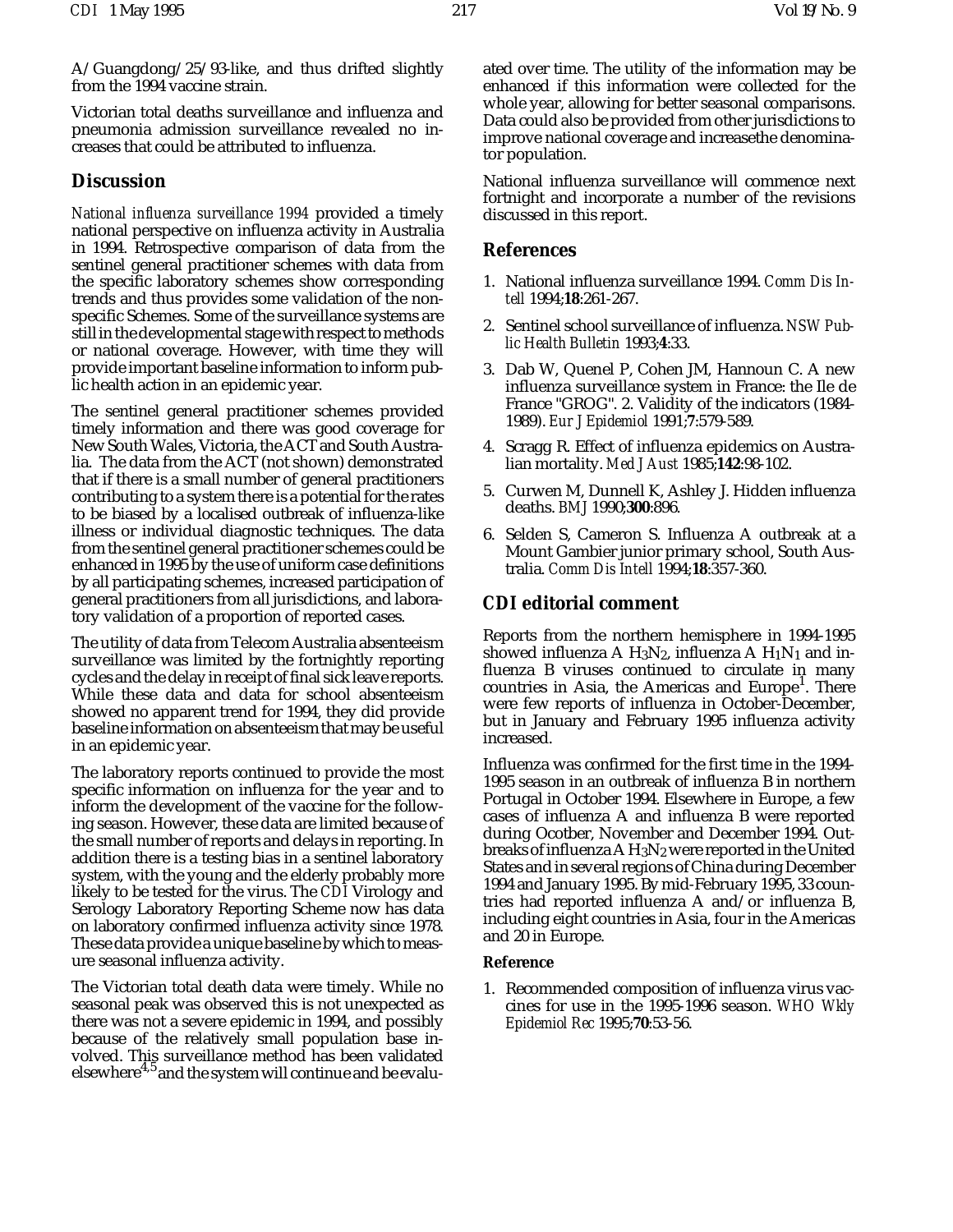A/Guangdong/25/93-like, and thus drifted slightly from the 1994 vaccine strain.

Victorian total deaths surveillance and influenza and pneumonia admission surveillance revealed no increases that could be attributed to influenza.

## Discussion

*National influenza surveillance 1994* provided a timely national perspective on influenza activity in Australia in 1994. Retrospective comparison of data from the sentinel general practitioner schemes with data from the specific laboratory schemes show corresponding trends and thus provides some validation of the non-specific Schemes. Some of the surveillance systems are still in the developmental stage with respect to methods or national coverage. However, with time they will provide important baseline information to inform public health action in an epidemic year.

The sentinel general practitioner schemes provided timely information and there was good coverage for New South Wales, Victoria, the ACT and South Australia. The data from the ACT (not shown) demonstrated that if there is a small number of general practitioners contributing to a system there is a potential for the rates to be biased by a localised outbreak of influenza-like illness or individual diagnostic techniques. The data from the sentinel general practitioner schemes could be enhanced in 1995 by the use of uniform case definitions by all participating schemes, increased participation of general practitioners from all jurisdictions, and laboratory validation of a proportion of reported cases.

The utility of data from Telecom Australia absenteeism surveillance was limited by the fortnightly reporting cycles and the delay in receipt of final sick leave reports. While these data and data for school absenteeism showed no apparent trend for 1994, they did provide baseline information on absenteeism that may be useful in an epidemic year.

The laboratory reports continued to provide the most specific information on influenza for the year and to inform the development of the vaccine for the following season. However, these data are limited because of the small number of reports and delays in reporting. In addition there is a testing bias in a sentinel laboratory system, with the young and the elderly probably more likely to be tested for the virus. The *CDI* Virology and Serology Laboratory Reporting Scheme now has data on laboratory confirmed influenza activity since 1978. These data provide a unique baseline by which to measure seasonal influenza activity.

The Victorian total death data were timely. While no seasonal peak was observed this is not unexpected as there was not a severe epidemic in 1994, and possibly because of the relatively small population base involved. This surveillance method has been validated elsewhere[4,5] and the system will continue and be evaluated over time. The utility of the information may be enhanced if this information were collected for the whole year, allowing for better seasonal comparisons. Data could also be provided from other jurisdictions to improve national coverage and increasethe denominator population.

National influenza surveillance will commence next fortnight and incorporate a number of the revisions discussed in this report.

## References

1. National influenza surveillance 1994. *Comm Dis Intell* 1994;**18**:261-267.
2. Sentinel school surveillance of influenza. *NSW Public Health Bulletin* 1993;**4**:33.
3. Dab W, Quenel P, Cohen JM, Hannoun C. A new influenza surveillance system in France: the Ile de France "GROG". 2. Validity of the indicators (1984-1989). *Eur J Epidemiol* 1991;**7**:579-589.
4. Scragg R. Effect of influenza epidemics on Australian mortality. *Med J Aust* 1985;**142**:98-102.
5. Curwen M, Dunnell K, Ashley J. Hidden influenza deaths. *BMJ* 1990;**300**:896.
6. Selden S, Cameron S. Influenza A outbreak at a Mount Gambier junior primary school, South Australia. *Comm Dis Intell* 1994;**18**:357-360.

## CDI editorial comment

Reports from the northern hemisphere in 1994-1995 showed influenza A $H_3N_2$, influenza A $H_1N_1$ and influenza B viruses continued to circulate in many countries in Asia, the Americas and Europe[1]. There were few reports of influenza in October-December, but in January and February 1995 influenza activity increased.

Influenza was confirmed for the first time in the 1994-1995 season in an outbreak of influenza B in northern Portugal in October 1994. Elsewhere in Europe, a few cases of influenza A and influenza B were reported during Ocotber, November and December 1994. Outbreaks of influenza A $H_3N_2$ were reported in the United States and in several regions of China during December 1994 and January 1995. By mid-February 1995, 33 countries had reported influenza A and/or influenza B, including eight countries in Asia, four in the Americas and 20 in Europe.

### Reference

1. Recommended composition of influenza virus vaccines for use in the 1995-1996 season. *WHO Wkly Epidemiol Rec* 1995;**70**:53-56.